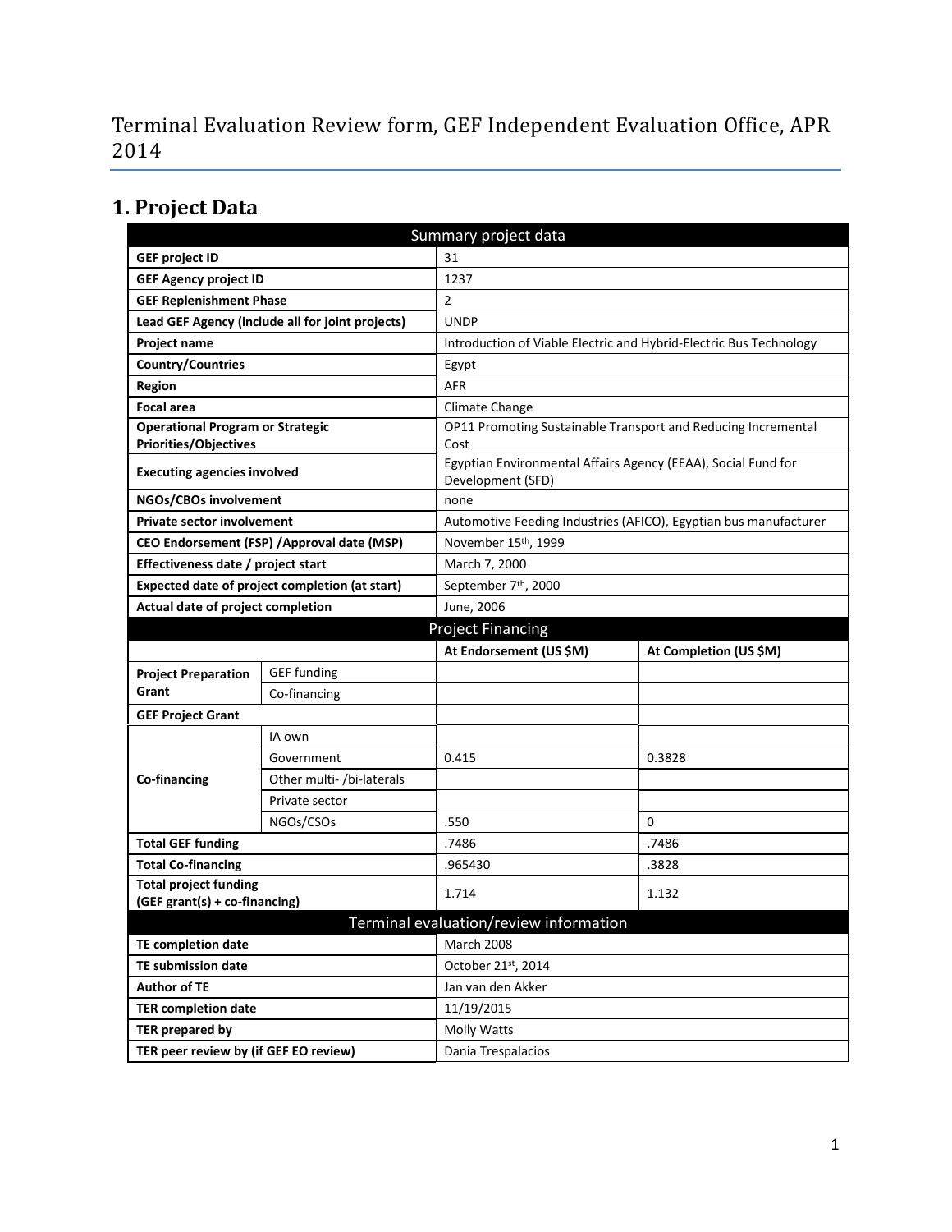# Terminal Evaluation Review form, GEF Independent Evaluation Office, APR 2014

## 1. Project Data

| Summary project data | | | |
|---|---|---|---|
| **GEF project ID** | | 31 | |
| **GEF Agency project ID** | | 1237 | |
| **GEF Replenishment Phase** | | 2 | |
| **Lead GEF Agency (include all for joint projects)** | | UNDP | |
| **Project name** | | Introduction of Viable Electric and Hybrid-Electric Bus Technology | |
| **Country/Countries** | | Egypt | |
| **Region** | | AFR | |
| **Focal area** | | Climate Change | |
| **Operational Program or Strategic Priorities/Objectives** | | OP11 Promoting Sustainable Transport and Reducing Incremental Cost | |
| **Executing agencies involved** | | Egyptian Environmental Affairs Agency (EEAA), Social Fund for Development (SFD) | |
| **NGOs/CBOs involvement** | | none | |
| **Private sector involvement** | | Automotive Feeding Industries (AFICO), Egyptian bus manufacturer | |
| **CEO Endorsement (FSP) /Approval date (MSP)** | | November 15th, 1999 | |
| **Effectiveness date / project start** | | March 7, 2000 | |
| **Expected date of project completion (at start)** | | September 7th, 2000 | |
| **Actual date of project completion** | | June, 2006 | |
| **Project Financing** | | | |
| | | **At Endorsement (US $M)** | **At Completion (US $M)** |
| **Project Preparation Grant** | GEF funding | | |
| | Co-financing | | |
| **GEF Project Grant** | | | |
| **Co-financing** | IA own | | |
| | Government | 0.415 | 0.3828 |
| | Other multi- /bi-laterals | | |
| | Private sector | | |
| | NGOs/CSOs | .550 | 0 |
| **Total GEF funding** | | .7486 | .7486 |
| **Total Co-financing** | | .965430 | .3828 |
| **Total project funding (GEF grant(s) + co-financing)** | | 1.714 | 1.132 |
| **Terminal evaluation/review information** | | | |
| **TE completion date** | | March 2008 | |
| **TE submission date** | | October 21st, 2014 | |
| **Author of TE** | | Jan van den Akker | |
| **TER completion date** | | 11/19/2015 | |
| **TER prepared by** | | Molly Watts | |
| **TER peer review by (if GEF EO review)** | | Dania Trespalacios | |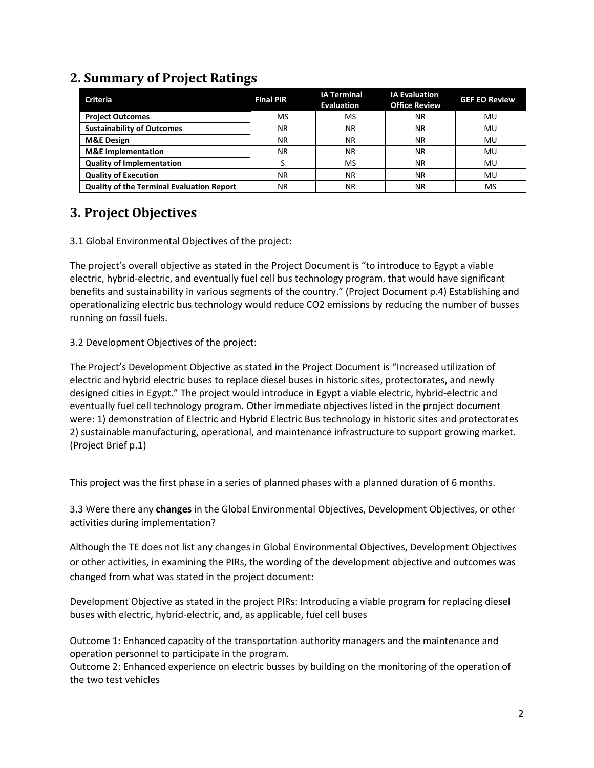## 2. Summary of Project Ratings

| Criteria | Final PIR | IA Terminal Evaluation | IA Evaluation Office Review | GEF EO Review |
|---|---|---|---|---|
| **Project Outcomes** | MS | MS | NR | MU |
| **Sustainability of Outcomes** | NR | NR | NR | MU |
| **M&E Design** | NR | NR | NR | MU |
| **M&E Implementation** | NR | NR | NR | MU |
| **Quality of Implementation** | S | MS | NR | MU |
| **Quality of Execution** | NR | NR | NR | MU |
| **Quality of the Terminal Evaluation Report** | NR | NR | NR | MS |

## 3. Project Objectives

3.1 Global Environmental Objectives of the project:

The project's overall objective as stated in the Project Document is "to introduce to Egypt a viable electric, hybrid-electric, and eventually fuel cell bus technology program, that would have significant benefits and sustainability in various segments of the country." (Project Document p.4) Establishing and operationalizing electric bus technology would reduce $CO_2$ emissions by reducing the number of busses running on fossil fuels.

3.2 Development Objectives of the project:

The Project's Development Objective as stated in the Project Document is "Increased utilization of electric and hybrid electric buses to replace diesel buses in historic sites, protectorates, and newly designed cities in Egypt." The project would introduce in Egypt a viable electric, hybrid-electric and eventually fuel cell technology program. Other immediate objectives listed in the project document were: 1) demonstration of Electric and Hybrid Electric Bus technology in historic sites and protectorates 2) sustainable manufacturing, operational, and maintenance infrastructure to support growing market. (Project Brief p.1)

This project was the first phase in a series of planned phases with a planned duration of 6 months.

3.3 Were there any **changes** in the Global Environmental Objectives, Development Objectives, or other activities during implementation?

Although the TE does not list any changes in Global Environmental Objectives, Development Objectives or other activities, in examining the PIRs, the wording of the development objective and outcomes was changed from what was stated in the project document:

Development Objective as stated in the project PIRs: Introducing a viable program for replacing diesel buses with electric, hybrid-electric, and, as applicable, fuel cell buses

Outcome 1: Enhanced capacity of the transportation authority managers and the maintenance and operation personnel to participate in the program.
Outcome 2: Enhanced experience on electric busses by building on the monitoring of the operation of the two test vehicles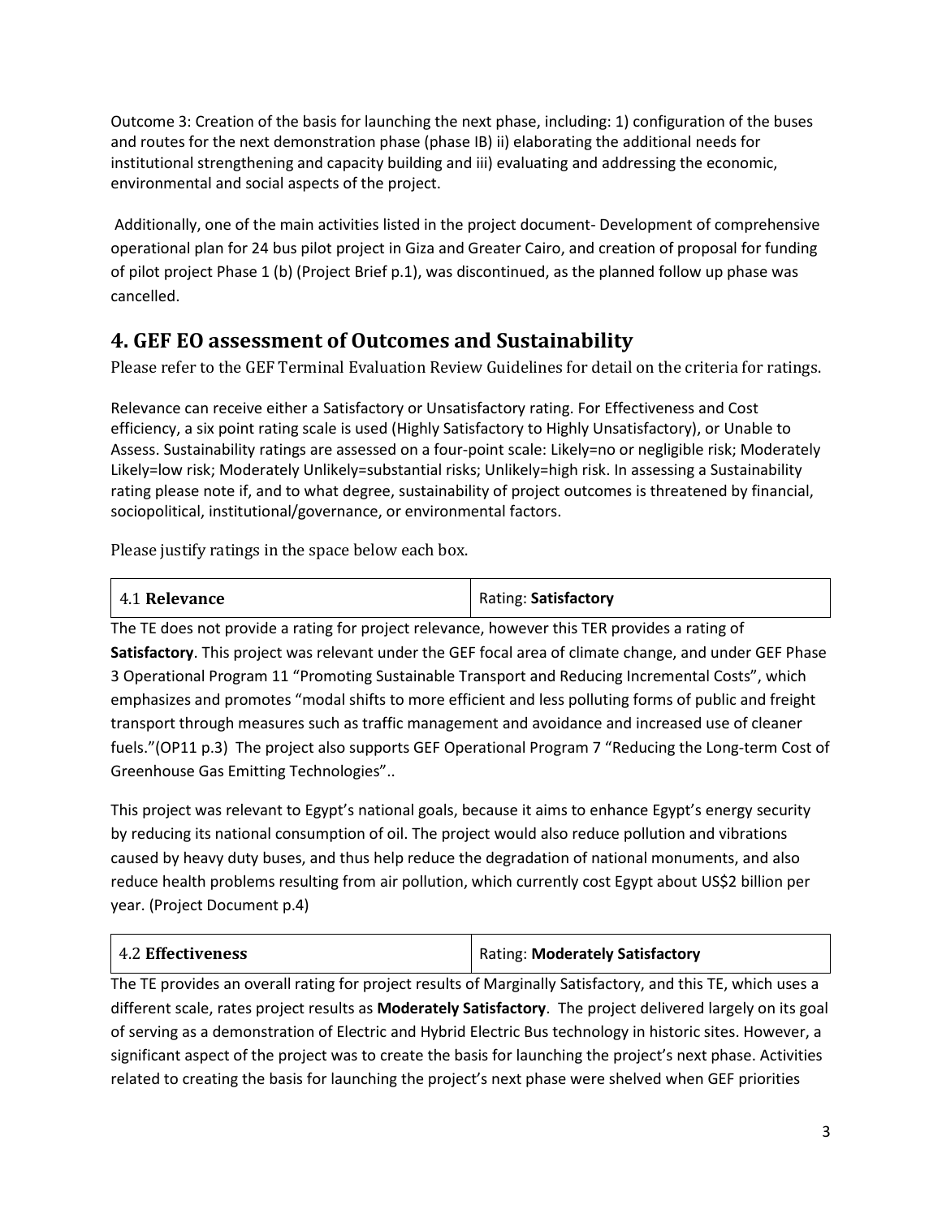Outcome 3: Creation of the basis for launching the next phase, including: 1) configuration of the buses and routes for the next demonstration phase (phase IB) ii) elaborating the additional needs for institutional strengthening and capacity building and iii) evaluating and addressing the economic, environmental and social aspects of the project.

Additionally, one of the main activities listed in the project document- Development of comprehensive operational plan for 24 bus pilot project in Giza and Greater Cairo, and creation of proposal for funding of pilot project Phase 1 (b) (Project Brief p.1), was discontinued, as the planned follow up phase was cancelled.

# 4. GEF EO assessment of Outcomes and Sustainability

Please refer to the GEF Terminal Evaluation Review Guidelines for detail on the criteria for ratings.

Relevance can receive either a Satisfactory or Unsatisfactory rating. For Effectiveness and Cost efficiency, a six point rating scale is used (Highly Satisfactory to Highly Unsatisfactory), or Unable to Assess. Sustainability ratings are assessed on a four-point scale: Likely=no or negligible risk; Moderately Likely=low risk; Moderately Unlikely=substantial risks; Unlikely=high risk. In assessing a Sustainability rating please note if, and to what degree, sustainability of project outcomes is threatened by financial, sociopolitical, institutional/governance, or environmental factors.

Please justify ratings in the space below each box.

| 4.1 **Relevance** | Rating: **Satisfactory** |
|---|---|

The TE does not provide a rating for project relevance, however this TER provides a rating of **Satisfactory**. This project was relevant under the GEF focal area of climate change, and under GEF Phase 3 Operational Program 11 "Promoting Sustainable Transport and Reducing Incremental Costs", which emphasizes and promotes "modal shifts to more efficient and less polluting forms of public and freight transport through measures such as traffic management and avoidance and increased use of cleaner fuels."(OP11 p.3) The project also supports GEF Operational Program 7 "Reducing the Long-term Cost of Greenhouse Gas Emitting Technologies"..

This project was relevant to Egypt's national goals, because it aims to enhance Egypt's energy security by reducing its national consumption of oil. The project would also reduce pollution and vibrations caused by heavy duty buses, and thus help reduce the degradation of national monuments, and also reduce health problems resulting from air pollution, which currently cost Egypt about US$2 billion per year. (Project Document p.4)

| 4.2 **Effectiveness** | Rating: **Moderately Satisfactory** |
|---|---|

The TE provides an overall rating for project results of Marginally Satisfactory, and this TE, which uses a different scale, rates project results as **Moderately Satisfactory**. The project delivered largely on its goal of serving as a demonstration of Electric and Hybrid Electric Bus technology in historic sites. However, a significant aspect of the project was to create the basis for launching the project's next phase. Activities related to creating the basis for launching the project's next phase were shelved when GEF priorities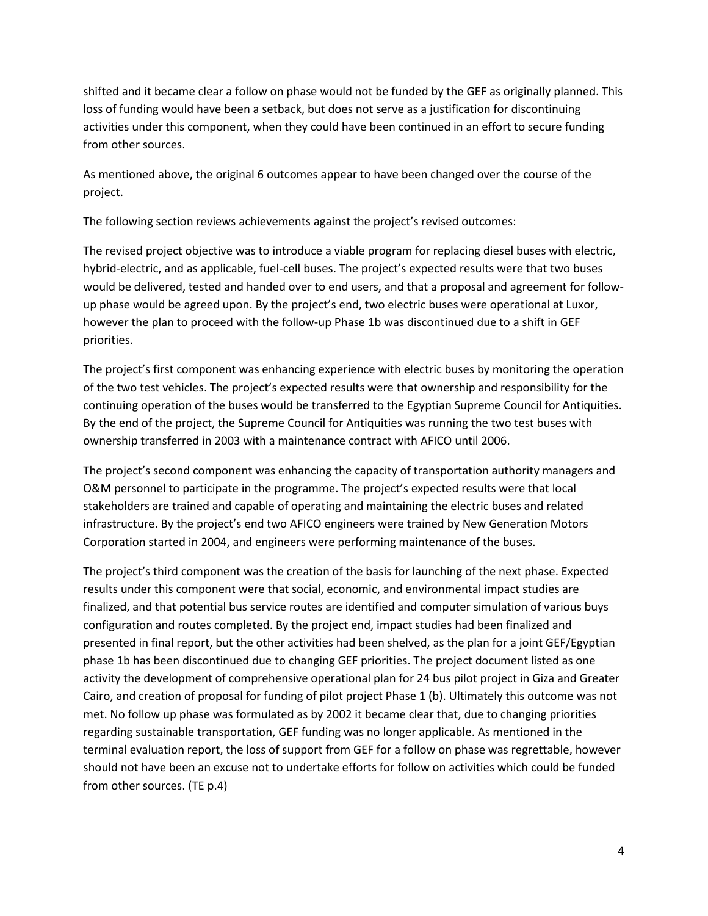shifted and it became clear a follow on phase would not be funded by the GEF as originally planned. This loss of funding would have been a setback, but does not serve as a justification for discontinuing activities under this component, when they could have been continued in an effort to secure funding from other sources.

As mentioned above, the original 6 outcomes appear to have been changed over the course of the project.

The following section reviews achievements against the project's revised outcomes:

The revised project objective was to introduce a viable program for replacing diesel buses with electric, hybrid-electric, and as applicable, fuel-cell buses. The project's expected results were that two buses would be delivered, tested and handed over to end users, and that a proposal and agreement for follow-up phase would be agreed upon. By the project's end, two electric buses were operational at Luxor, however the plan to proceed with the follow-up Phase 1b was discontinued due to a shift in GEF priorities.

The project's first component was enhancing experience with electric buses by monitoring the operation of the two test vehicles. The project's expected results were that ownership and responsibility for the continuing operation of the buses would be transferred to the Egyptian Supreme Council for Antiquities. By the end of the project, the Supreme Council for Antiquities was running the two test buses with ownership transferred in 2003 with a maintenance contract with AFICO until 2006.

The project's second component was enhancing the capacity of transportation authority managers and O&M personnel to participate in the programme. The project's expected results were that local stakeholders are trained and capable of operating and maintaining the electric buses and related infrastructure. By the project's end two AFICO engineers were trained by New Generation Motors Corporation started in 2004, and engineers were performing maintenance of the buses.

The project's third component was the creation of the basis for launching of the next phase. Expected results under this component were that social, economic, and environmental impact studies are finalized, and that potential bus service routes are identified and computer simulation of various buys configuration and routes completed. By the project end, impact studies had been finalized and presented in final report, but the other activities had been shelved, as the plan for a joint GEF/Egyptian phase 1b has been discontinued due to changing GEF priorities. The project document listed as one activity the development of comprehensive operational plan for 24 bus pilot project in Giza and Greater Cairo, and creation of proposal for funding of pilot project Phase 1 (b). Ultimately this outcome was not met. No follow up phase was formulated as by 2002 it became clear that, due to changing priorities regarding sustainable transportation, GEF funding was no longer applicable. As mentioned in the terminal evaluation report, the loss of support from GEF for a follow on phase was regrettable, however should not have been an excuse not to undertake efforts for follow on activities which could be funded from other sources. (TE p.4)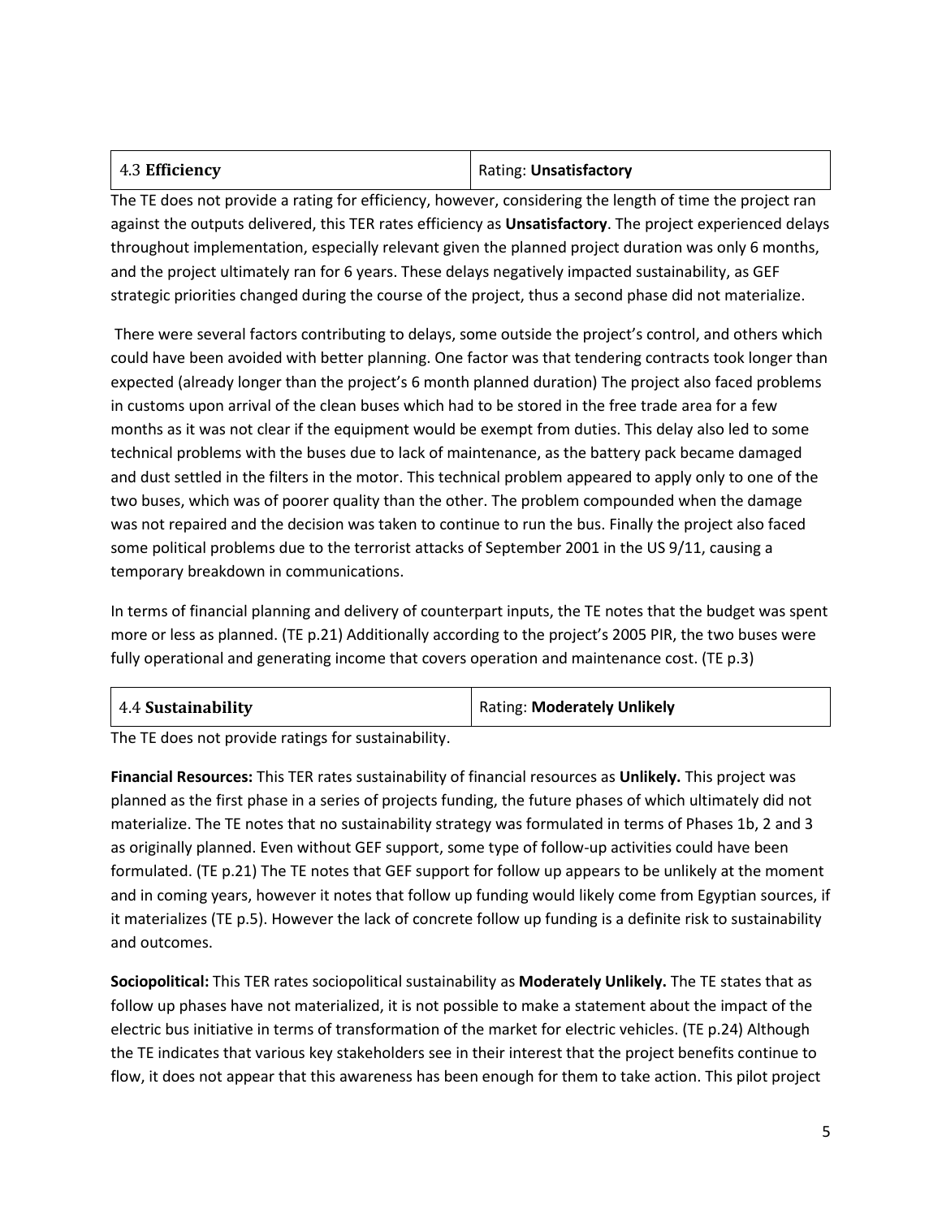| 4.3 **Efficiency** | Rating: **Unsatisfactory** |
|---|---|

The TE does not provide a rating for efficiency, however, considering the length of time the project ran against the outputs delivered, this TER rates efficiency as **Unsatisfactory**. The project experienced delays throughout implementation, especially relevant given the planned project duration was only 6 months, and the project ultimately ran for 6 years. These delays negatively impacted sustainability, as GEF strategic priorities changed during the course of the project, thus a second phase did not materialize.

There were several factors contributing to delays, some outside the project's control, and others which could have been avoided with better planning. One factor was that tendering contracts took longer than expected (already longer than the project's 6 month planned duration) The project also faced problems in customs upon arrival of the clean buses which had to be stored in the free trade area for a few months as it was not clear if the equipment would be exempt from duties. This delay also led to some technical problems with the buses due to lack of maintenance, as the battery pack became damaged and dust settled in the filters in the motor. This technical problem appeared to apply only to one of the two buses, which was of poorer quality than the other. The problem compounded when the damage was not repaired and the decision was taken to continue to run the bus. Finally the project also faced some political problems due to the terrorist attacks of September 2001 in the US 9/11, causing a temporary breakdown in communications.

In terms of financial planning and delivery of counterpart inputs, the TE notes that the budget was spent more or less as planned. (TE p.21) Additionally according to the project's 2005 PIR, the two buses were fully operational and generating income that covers operation and maintenance cost. (TE p.3)

| 4.4 **Sustainability** | Rating: **Moderately Unlikely** |
|---|---|

The TE does not provide ratings for sustainability.

**Financial Resources:** This TER rates sustainability of financial resources as **Unlikely.** This project was planned as the first phase in a series of projects funding, the future phases of which ultimately did not materialize. The TE notes that no sustainability strategy was formulated in terms of Phases 1b, 2 and 3 as originally planned. Even without GEF support, some type of follow-up activities could have been formulated. (TE p.21) The TE notes that GEF support for follow up appears to be unlikely at the moment and in coming years, however it notes that follow up funding would likely come from Egyptian sources, if it materializes (TE p.5). However the lack of concrete follow up funding is a definite risk to sustainability and outcomes.

**Sociopolitical:** This TER rates sociopolitical sustainability as **Moderately Unlikely.** The TE states that as follow up phases have not materialized, it is not possible to make a statement about the impact of the electric bus initiative in terms of transformation of the market for electric vehicles. (TE p.24) Although the TE indicates that various key stakeholders see in their interest that the project benefits continue to flow, it does not appear that this awareness has been enough for them to take action. This pilot project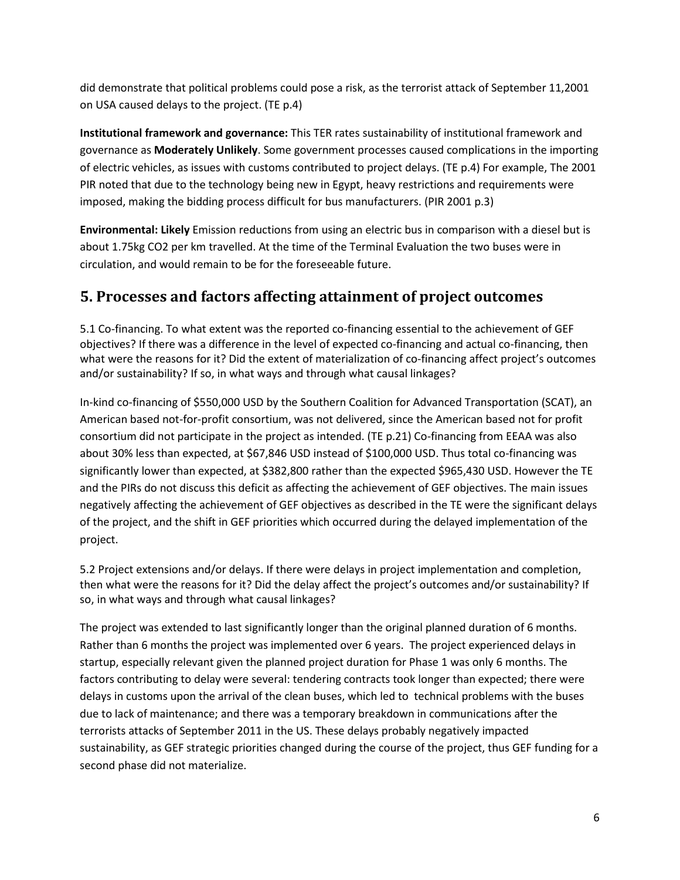did demonstrate that political problems could pose a risk, as the terrorist attack of September 11,2001 on USA caused delays to the project. (TE p.4)

**Institutional framework and governance:** This TER rates sustainability of institutional framework and governance as **Moderately Unlikely**. Some government processes caused complications in the importing of electric vehicles, as issues with customs contributed to project delays. (TE p.4) For example, The 2001 PIR noted that due to the technology being new in Egypt, heavy restrictions and requirements were imposed, making the bidding process difficult for bus manufacturers. (PIR 2001 p.3)

**Environmental: Likely** Emission reductions from using an electric bus in comparison with a diesel but is about 1.75kg $CO_2$ per km travelled. At the time of the Terminal Evaluation the two buses were in circulation, and would remain to be for the foreseeable future.

## 5. Processes and factors affecting attainment of project outcomes

5.1 Co-financing. To what extent was the reported co-financing essential to the achievement of GEF objectives? If there was a difference in the level of expected co-financing and actual co-financing, then what were the reasons for it? Did the extent of materialization of co-financing affect project's outcomes and/or sustainability? If so, in what ways and through what causal linkages?

In-kind co-financing of $550,000 USD by the Southern Coalition for Advanced Transportation (SCAT), an American based not-for-profit consortium, was not delivered, since the American based not for profit consortium did not participate in the project as intended. (TE p.21) Co-financing from EEAA was also about 30% less than expected, at $67,846 USD instead of $100,000 USD. Thus total co-financing was significantly lower than expected, at $382,800 rather than the expected $965,430 USD. However the TE and the PIRs do not discuss this deficit as affecting the achievement of GEF objectives. The main issues negatively affecting the achievement of GEF objectives as described in the TE were the significant delays of the project, and the shift in GEF priorities which occurred during the delayed implementation of the project.

5.2 Project extensions and/or delays. If there were delays in project implementation and completion, then what were the reasons for it? Did the delay affect the project's outcomes and/or sustainability? If so, in what ways and through what causal linkages?

The project was extended to last significantly longer than the original planned duration of 6 months. Rather than 6 months the project was implemented over 6 years. The project experienced delays in startup, especially relevant given the planned project duration for Phase 1 was only 6 months. The factors contributing to delay were several: tendering contracts took longer than expected; there were delays in customs upon the arrival of the clean buses, which led to technical problems with the buses due to lack of maintenance; and there was a temporary breakdown in communications after the terrorists attacks of September 2011 in the US. These delays probably negatively impacted sustainability, as GEF strategic priorities changed during the course of the project, thus GEF funding for a second phase did not materialize.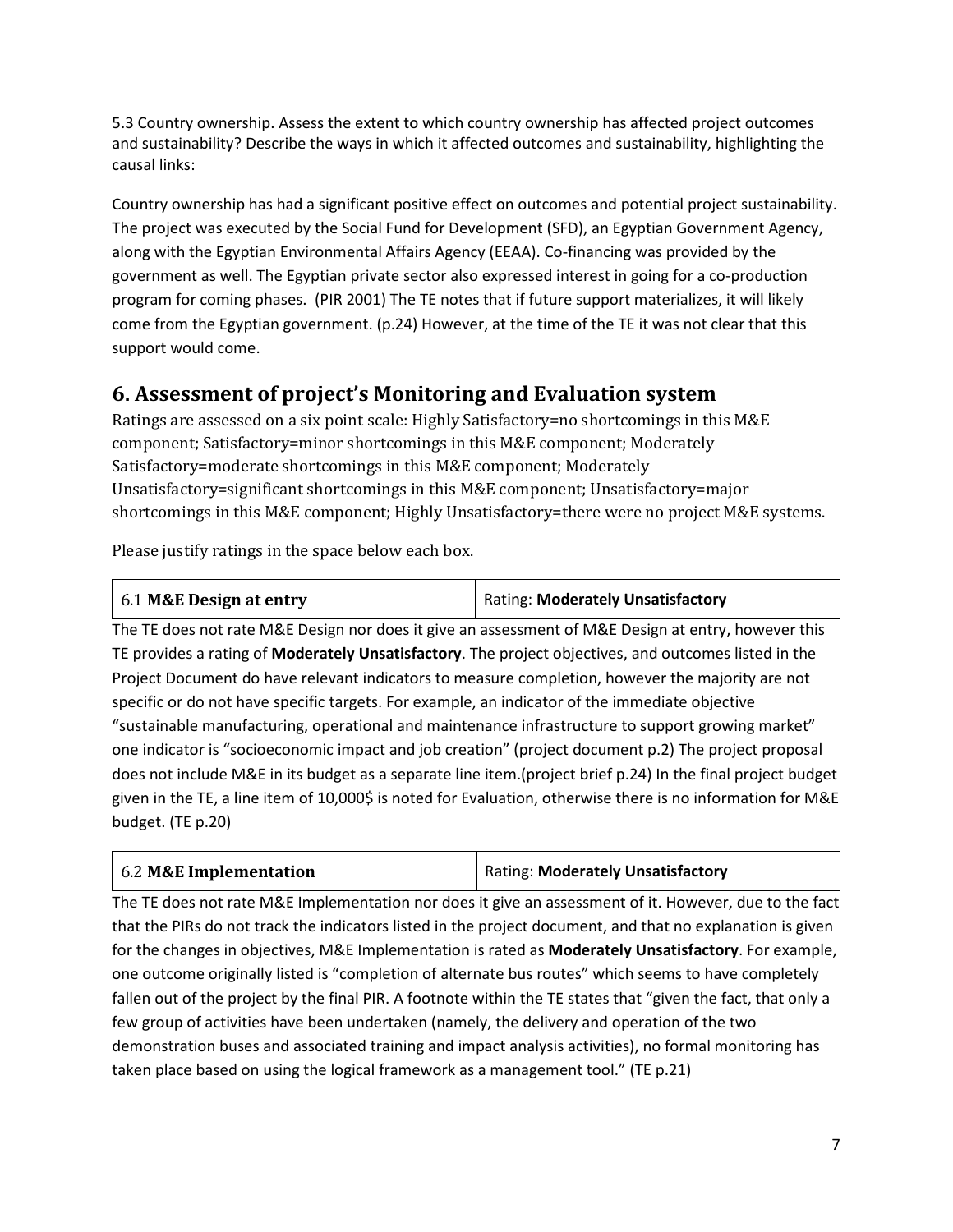5.3 Country ownership. Assess the extent to which country ownership has affected project outcomes and sustainability? Describe the ways in which it affected outcomes and sustainability, highlighting the causal links:

Country ownership has had a significant positive effect on outcomes and potential project sustainability. The project was executed by the Social Fund for Development (SFD), an Egyptian Government Agency, along with the Egyptian Environmental Affairs Agency (EEAA). Co-financing was provided by the government as well. The Egyptian private sector also expressed interest in going for a co-production program for coming phases. (PIR 2001) The TE notes that if future support materializes, it will likely come from the Egyptian government. (p.24) However, at the time of the TE it was not clear that this support would come.

# 6. Assessment of project's Monitoring and Evaluation system

Ratings are assessed on a six point scale: Highly Satisfactory=no shortcomings in this M&E component; Satisfactory=minor shortcomings in this M&E component; Moderately Satisfactory=moderate shortcomings in this M&E component; Moderately Unsatisfactory=significant shortcomings in this M&E component; Unsatisfactory=major shortcomings in this M&E component; Highly Unsatisfactory=there were no project M&E systems.

Please justify ratings in the space below each box.

| 6.1 **M&E Design at entry** | Rating: **Moderately Unsatisfactory** |
|---|---|

The TE does not rate M&E Design nor does it give an assessment of M&E Design at entry, however this TE provides a rating of **Moderately Unsatisfactory**. The project objectives, and outcomes listed in the Project Document do have relevant indicators to measure completion, however the majority are not specific or do not have specific targets. For example, an indicator of the immediate objective "sustainable manufacturing, operational and maintenance infrastructure to support growing market" one indicator is "socioeconomic impact and job creation" (project document p.2) The project proposal does not include M&E in its budget as a separate line item.(project brief p.24) In the final project budget given in the TE, a line item of 10,000$ is noted for Evaluation, otherwise there is no information for M&E budget. (TE p.20)

| 6.2 **M&E Implementation** | Rating: **Moderately Unsatisfactory** |
|---|---|

The TE does not rate M&E Implementation nor does it give an assessment of it. However, due to the fact that the PIRs do not track the indicators listed in the project document, and that no explanation is given for the changes in objectives, M&E Implementation is rated as **Moderately Unsatisfactory**. For example, one outcome originally listed is "completion of alternate bus routes" which seems to have completely fallen out of the project by the final PIR. A footnote within the TE states that "given the fact, that only a few group of activities have been undertaken (namely, the delivery and operation of the two demonstration buses and associated training and impact analysis activities), no formal monitoring has taken place based on using the logical framework as a management tool." (TE p.21)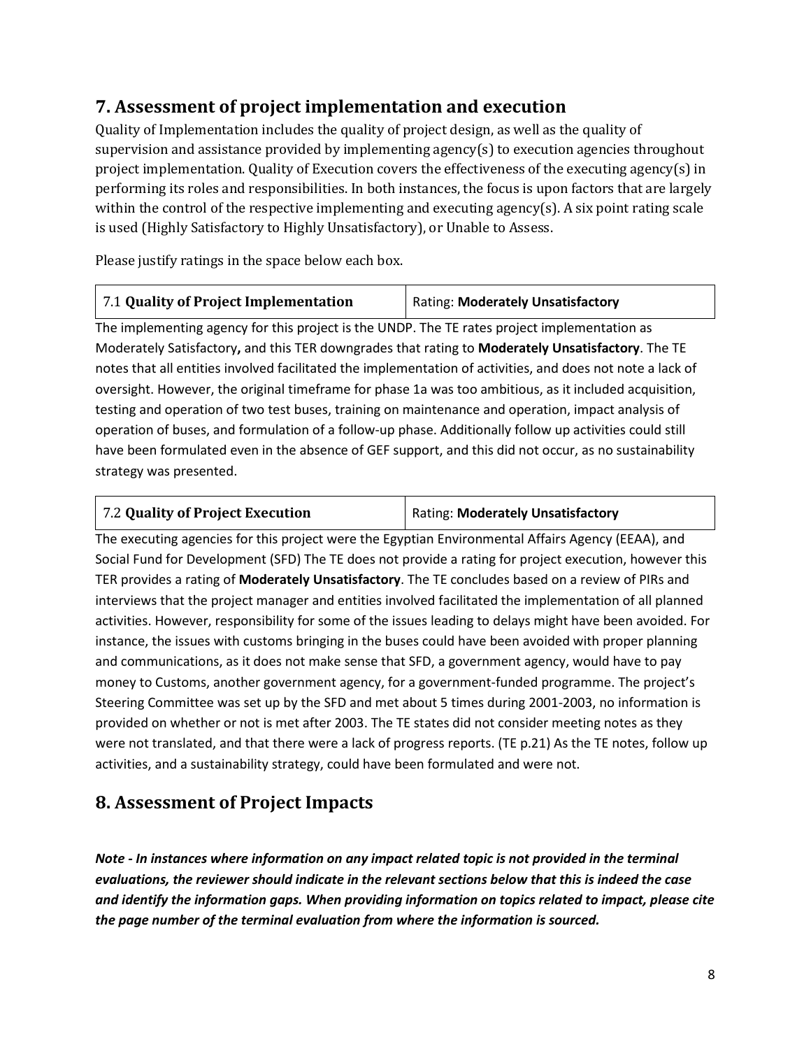## 7. Assessment of project implementation and execution

Quality of Implementation includes the quality of project design, as well as the quality of supervision and assistance provided by implementing agency(s) to execution agencies throughout project implementation. Quality of Execution covers the effectiveness of the executing agency(s) in performing its roles and responsibilities. In both instances, the focus is upon factors that are largely within the control of the respective implementing and executing agency(s). A six point rating scale is used (Highly Satisfactory to Highly Unsatisfactory), or Unable to Assess.

Please justify ratings in the space below each box.

| 7.1 **Quality of Project Implementation** | Rating: **Moderately Unsatisfactory** |
|---|---|

The implementing agency for this project is the UNDP. The TE rates project implementation as Moderately Satisfactory**,** and this TER downgrades that rating to **Moderately Unsatisfactory**. The TE notes that all entities involved facilitated the implementation of activities, and does not note a lack of oversight. However, the original timeframe for phase 1a was too ambitious, as it included acquisition, testing and operation of two test buses, training on maintenance and operation, impact analysis of operation of buses, and formulation of a follow-up phase. Additionally follow up activities could still have been formulated even in the absence of GEF support, and this did not occur, as no sustainability strategy was presented.

| 7.2 **Quality of Project Execution** | Rating: **Moderately Unsatisfactory** |
|---|---|

The executing agencies for this project were the Egyptian Environmental Affairs Agency (EEAA), and Social Fund for Development (SFD) The TE does not provide a rating for project execution, however this TER provides a rating of **Moderately Unsatisfactory**. The TE concludes based on a review of PIRs and interviews that the project manager and entities involved facilitated the implementation of all planned activities. However, responsibility for some of the issues leading to delays might have been avoided. For instance, the issues with customs bringing in the buses could have been avoided with proper planning and communications, as it does not make sense that SFD, a government agency, would have to pay money to Customs, another government agency, for a government-funded programme. The project's Steering Committee was set up by the SFD and met about 5 times during 2001-2003, no information is provided on whether or not is met after 2003. The TE states did not consider meeting notes as they were not translated, and that there were a lack of progress reports. (TE p.21) As the TE notes, follow up activities, and a sustainability strategy, could have been formulated and were not.

## 8. Assessment of Project Impacts

***Note - In instances where information on any impact related topic is not provided in the terminal evaluations, the reviewer should indicate in the relevant sections below that this is indeed the case and identify the information gaps. When providing information on topics related to impact, please cite the page number of the terminal evaluation from where the information is sourced.***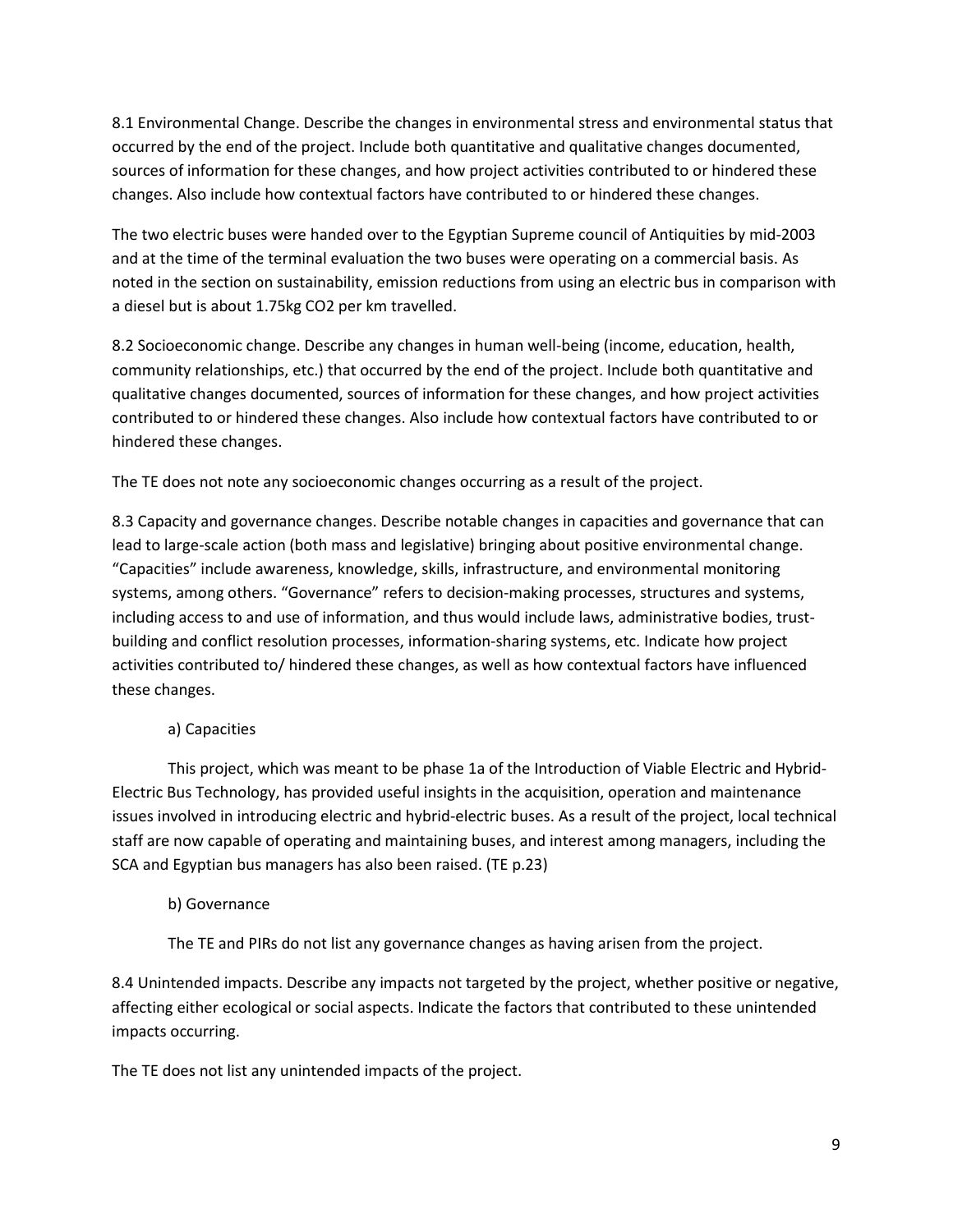8.1 Environmental Change. Describe the changes in environmental stress and environmental status that occurred by the end of the project. Include both quantitative and qualitative changes documented, sources of information for these changes, and how project activities contributed to or hindered these changes. Also include how contextual factors have contributed to or hindered these changes.

The two electric buses were handed over to the Egyptian Supreme council of Antiquities by mid-2003 and at the time of the terminal evaluation the two buses were operating on a commercial basis. As noted in the section on sustainability, emission reductions from using an electric bus in comparison with a diesel but is about 1.75kg $CO_2$ per km travelled.

8.2 Socioeconomic change. Describe any changes in human well-being (income, education, health, community relationships, etc.) that occurred by the end of the project. Include both quantitative and qualitative changes documented, sources of information for these changes, and how project activities contributed to or hindered these changes. Also include how contextual factors have contributed to or hindered these changes.

The TE does not note any socioeconomic changes occurring as a result of the project.

8.3 Capacity and governance changes. Describe notable changes in capacities and governance that can lead to large-scale action (both mass and legislative) bringing about positive environmental change. "Capacities" include awareness, knowledge, skills, infrastructure, and environmental monitoring systems, among others. "Governance" refers to decision-making processes, structures and systems, including access to and use of information, and thus would include laws, administrative bodies, trust-building and conflict resolution processes, information-sharing systems, etc. Indicate how project activities contributed to/ hindered these changes, as well as how contextual factors have influenced these changes.

a) Capacities

This project, which was meant to be phase 1a of the Introduction of Viable Electric and Hybrid-Electric Bus Technology, has provided useful insights in the acquisition, operation and maintenance issues involved in introducing electric and hybrid-electric buses. As a result of the project, local technical staff are now capable of operating and maintaining buses, and interest among managers, including the SCA and Egyptian bus managers has also been raised. (TE p.23)

b) Governance

The TE and PIRs do not list any governance changes as having arisen from the project.

8.4 Unintended impacts. Describe any impacts not targeted by the project, whether positive or negative, affecting either ecological or social aspects. Indicate the factors that contributed to these unintended impacts occurring.

The TE does not list any unintended impacts of the project.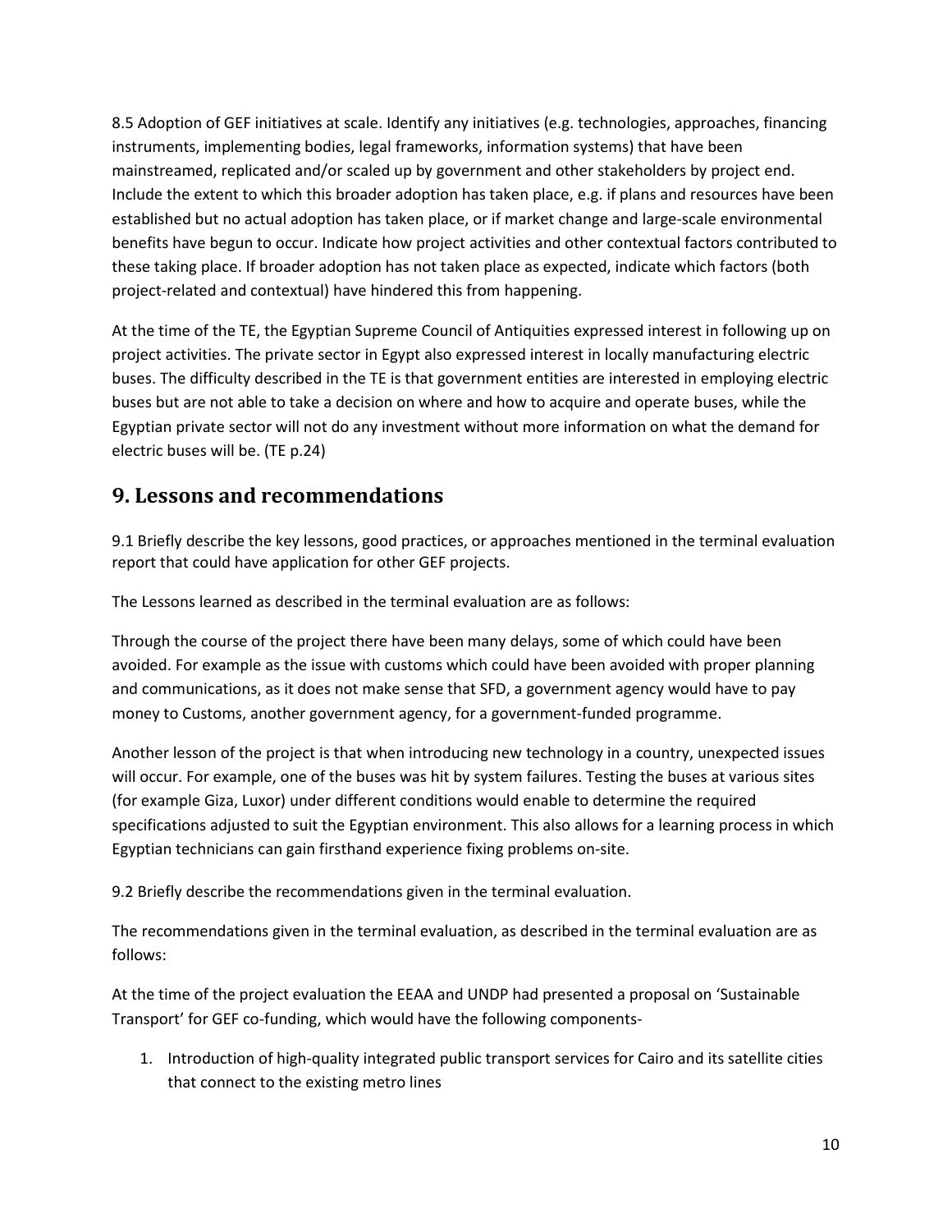8.5 Adoption of GEF initiatives at scale. Identify any initiatives (e.g. technologies, approaches, financing instruments, implementing bodies, legal frameworks, information systems) that have been mainstreamed, replicated and/or scaled up by government and other stakeholders by project end. Include the extent to which this broader adoption has taken place, e.g. if plans and resources have been established but no actual adoption has taken place, or if market change and large-scale environmental benefits have begun to occur. Indicate how project activities and other contextual factors contributed to these taking place. If broader adoption has not taken place as expected, indicate which factors (both project-related and contextual) have hindered this from happening.

At the time of the TE, the Egyptian Supreme Council of Antiquities expressed interest in following up on project activities. The private sector in Egypt also expressed interest in locally manufacturing electric buses. The difficulty described in the TE is that government entities are interested in employing electric buses but are not able to take a decision on where and how to acquire and operate buses, while the Egyptian private sector will not do any investment without more information on what the demand for electric buses will be. (TE p.24)

## 9. Lessons and recommendations

9.1 Briefly describe the key lessons, good practices, or approaches mentioned in the terminal evaluation report that could have application for other GEF projects.

The Lessons learned as described in the terminal evaluation are as follows:

Through the course of the project there have been many delays, some of which could have been avoided. For example as the issue with customs which could have been avoided with proper planning and communications, as it does not make sense that SFD, a government agency would have to pay money to Customs, another government agency, for a government-funded programme.

Another lesson of the project is that when introducing new technology in a country, unexpected issues will occur. For example, one of the buses was hit by system failures. Testing the buses at various sites (for example Giza, Luxor) under different conditions would enable to determine the required specifications adjusted to suit the Egyptian environment. This also allows for a learning process in which Egyptian technicians can gain firsthand experience fixing problems on-site.

9.2 Briefly describe the recommendations given in the terminal evaluation.

The recommendations given in the terminal evaluation, as described in the terminal evaluation are as follows:

At the time of the project evaluation the EEAA and UNDP had presented a proposal on 'Sustainable Transport' for GEF co-funding, which would have the following components-

1. Introduction of high-quality integrated public transport services for Cairo and its satellite cities that connect to the existing metro lines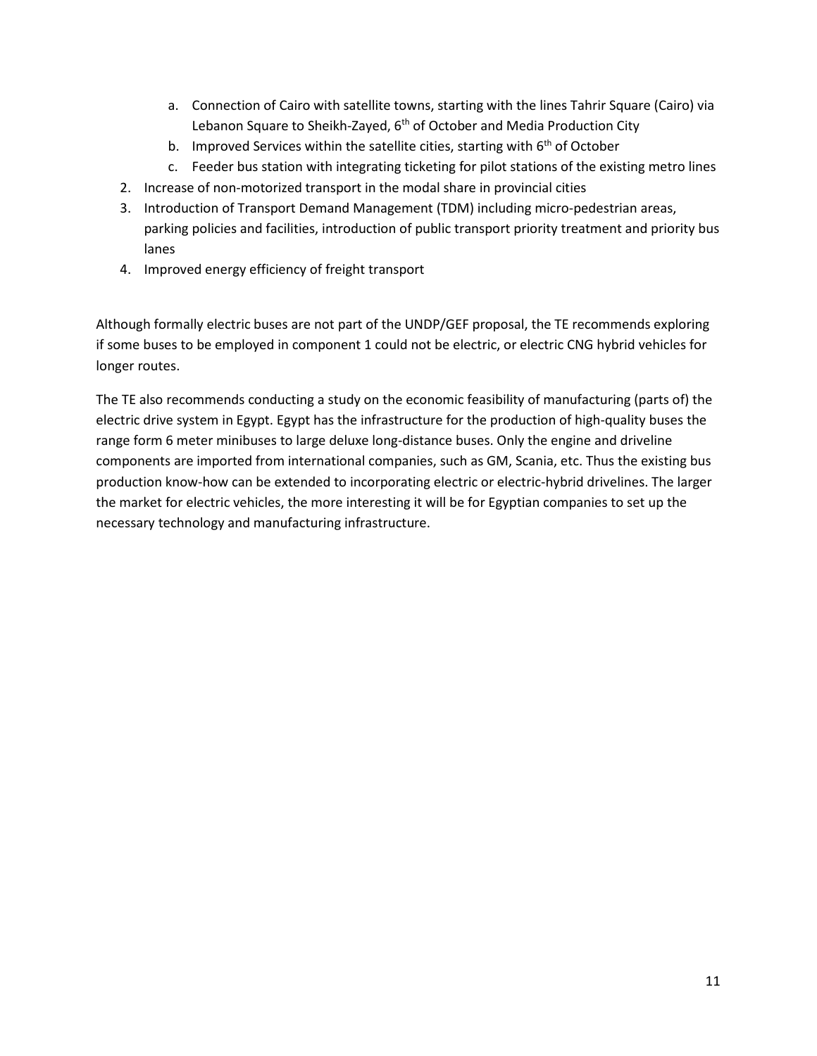a. Connection of Cairo with satellite towns, starting with the lines Tahrir Square (Cairo) via Lebanon Square to Sheikh-Zayed, 6th of October and Media Production City
   b. Improved Services within the satellite cities, starting with 6th of October
   c. Feeder bus station with integrating ticketing for pilot stations of the existing metro lines
2. Increase of non-motorized transport in the modal share in provincial cities
3. Introduction of Transport Demand Management (TDM) including micro-pedestrian areas, parking policies and facilities, introduction of public transport priority treatment and priority bus lanes
4. Improved energy efficiency of freight transport

Although formally electric buses are not part of the UNDP/GEF proposal, the TE recommends exploring if some buses to be employed in component 1 could not be electric, or electric CNG hybrid vehicles for longer routes.

The TE also recommends conducting a study on the economic feasibility of manufacturing (parts of) the electric drive system in Egypt. Egypt has the infrastructure for the production of high-quality buses the range form 6 meter minibuses to large deluxe long-distance buses. Only the engine and driveline components are imported from international companies, such as GM, Scania, etc. Thus the existing bus production know-how can be extended to incorporating electric or electric-hybrid drivelines. The larger the market for electric vehicles, the more interesting it will be for Egyptian companies to set up the necessary technology and manufacturing infrastructure.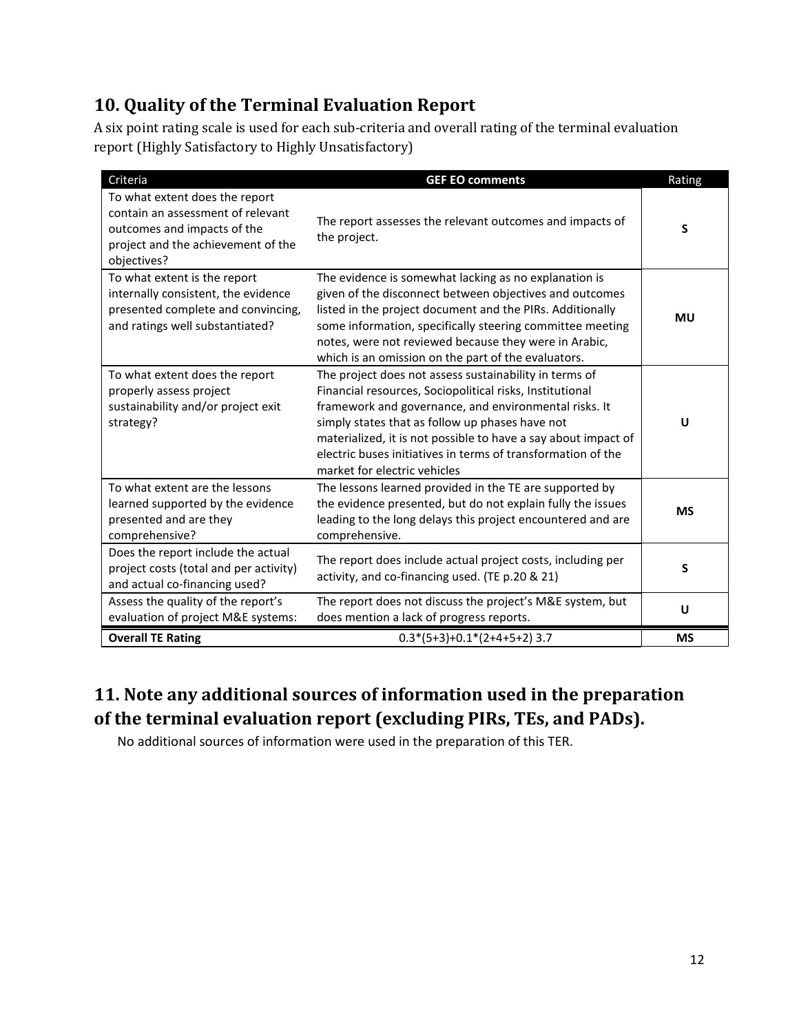## 10. Quality of the Terminal Evaluation Report

A six point rating scale is used for each sub-criteria and overall rating of the terminal evaluation report (Highly Satisfactory to Highly Unsatisfactory)

| Criteria | GEF EO comments | Rating |
|---|---|---|
| To what extent does the report contain an assessment of relevant outcomes and impacts of the project and the achievement of the objectives? | The report assesses the relevant outcomes and impacts of the project. | S |
| To what extent is the report internally consistent, the evidence presented complete and convincing, and ratings well substantiated? | The evidence is somewhat lacking as no explanation is given of the disconnect between objectives and outcomes listed in the project document and the PIRs. Additionally some information, specifically steering committee meeting notes, were not reviewed because they were in Arabic, which is an omission on the part of the evaluators. | MU |
| To what extent does the report properly assess project sustainability and/or project exit strategy? | The project does not assess sustainability in terms of Financial resources, Sociopolitical risks, Institutional framework and governance, and environmental risks. It simply states that as follow up phases have not materialized, it is not possible to have a say about impact of electric buses initiatives in terms of transformation of the market for electric vehicles | U |
| To what extent are the lessons learned supported by the evidence presented and are they comprehensive? | The lessons learned provided in the TE are supported by the evidence presented, but do not explain fully the issues leading to the long delays this project encountered and are comprehensive. | MS |
| Does the report include the actual project costs (total and per activity) and actual co-financing used? | The report does include actual project costs, including per activity, and co-financing used. (TE p.20 & 21) | S |
| Assess the quality of the report's evaluation of project M&E systems: | The report does not discuss the project's M&E system, but does mention a lack of progress reports. | U |
| **Overall TE Rating** | 0.3*(5+3)+0.1*(2+4+5+2) 3.7 | **MS** |

## 11. Note any additional sources of information used in the preparation of the terminal evaluation report (excluding PIRs, TEs, and PADs).

No additional sources of information were used in the preparation of this TER.